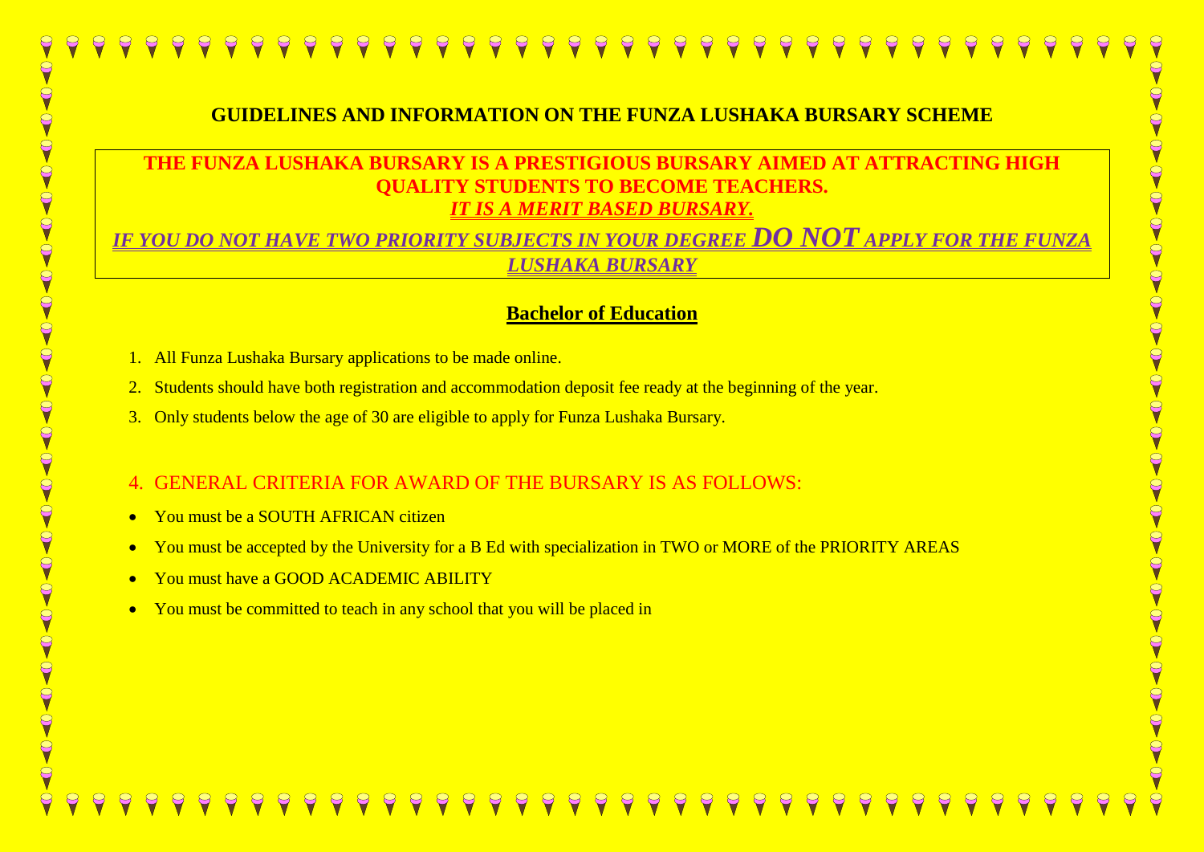# GUIDELINES AND INFORMATION ON THE FUNZA LUSHAKA BURSARY SCHEME

**THE FUNZA LUSHAKA BURSARY IS A PRESTIGIOUS BURSARY AIMED AT ATTRACTING HIGH QUALITY STUDENTS TO BECOME TEACHERS.**
***IT IS A MERIT BASED BURSARY.***
*IF YOU DO NOT HAVE TWO PRIORITY SUBJECTS IN YOUR DEGREE* ***DO NOT*** *APPLY FOR THE FUNZA LUSHAKA BURSARY*

## Bachelor of Education

1. All Funza Lushaka Bursary applications to be made online.
2. Students should have both registration and accommodation deposit fee ready at the beginning of the year.
3. Only students below the age of 30 are eligible to apply for Funza Lushaka Bursary.
4. GENERAL CRITERIA FOR AWARD OF THE BURSARY IS AS FOLLOWS:

- You must be a SOUTH AFRICAN citizen
- You must be accepted by the University for a B Ed with specialization in TWO or MORE of the PRIORITY AREAS
- You must have a GOOD ACADEMIC ABILITY
- You must be committed to teach in any school that you will be placed in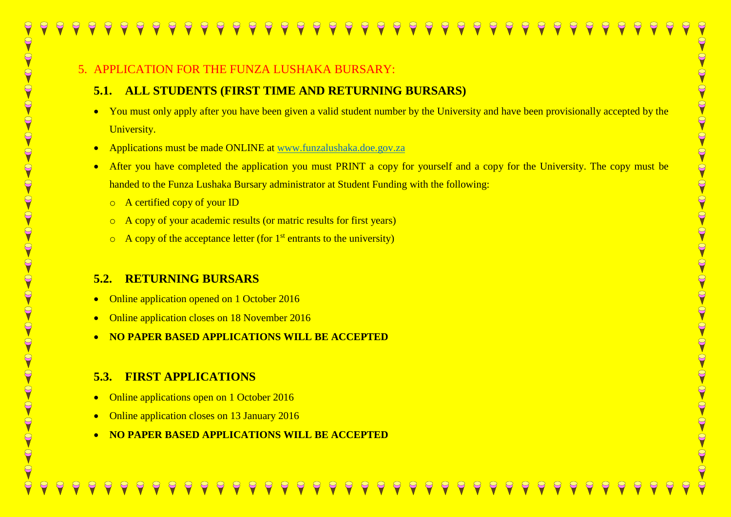## 5. APPLICATION FOR THE FUNZA LUSHAKA BURSARY:

### 5.1. ALL STUDENTS (FIRST TIME AND RETURNING BURSARS)

- You must only apply after you have been given a valid student number by the University and have been provisionally accepted by the University.
- Applications must be made ONLINE at www.funzalushaka.doe.gov.za
- After you have completed the application you must PRINT a copy for yourself and a copy for the University. The copy must be handed to the Funza Lushaka Bursary administrator at Student Funding with the following:
  - A certified copy of your ID
  - A copy of your academic results (or matric results for first years)
  - A copy of the acceptance letter (for 1st entrants to the university)

### 5.2. RETURNING BURSARS

- Online application opened on 1 October 2016
- Online application closes on 18 November 2016
- **NO PAPER BASED APPLICATIONS WILL BE ACCEPTED**

### 5.3. FIRST APPLICATIONS

- Online applications open on 1 October 2016
- Online application closes on 13 January 2016
- **NO PAPER BASED APPLICATIONS WILL BE ACCEPTED**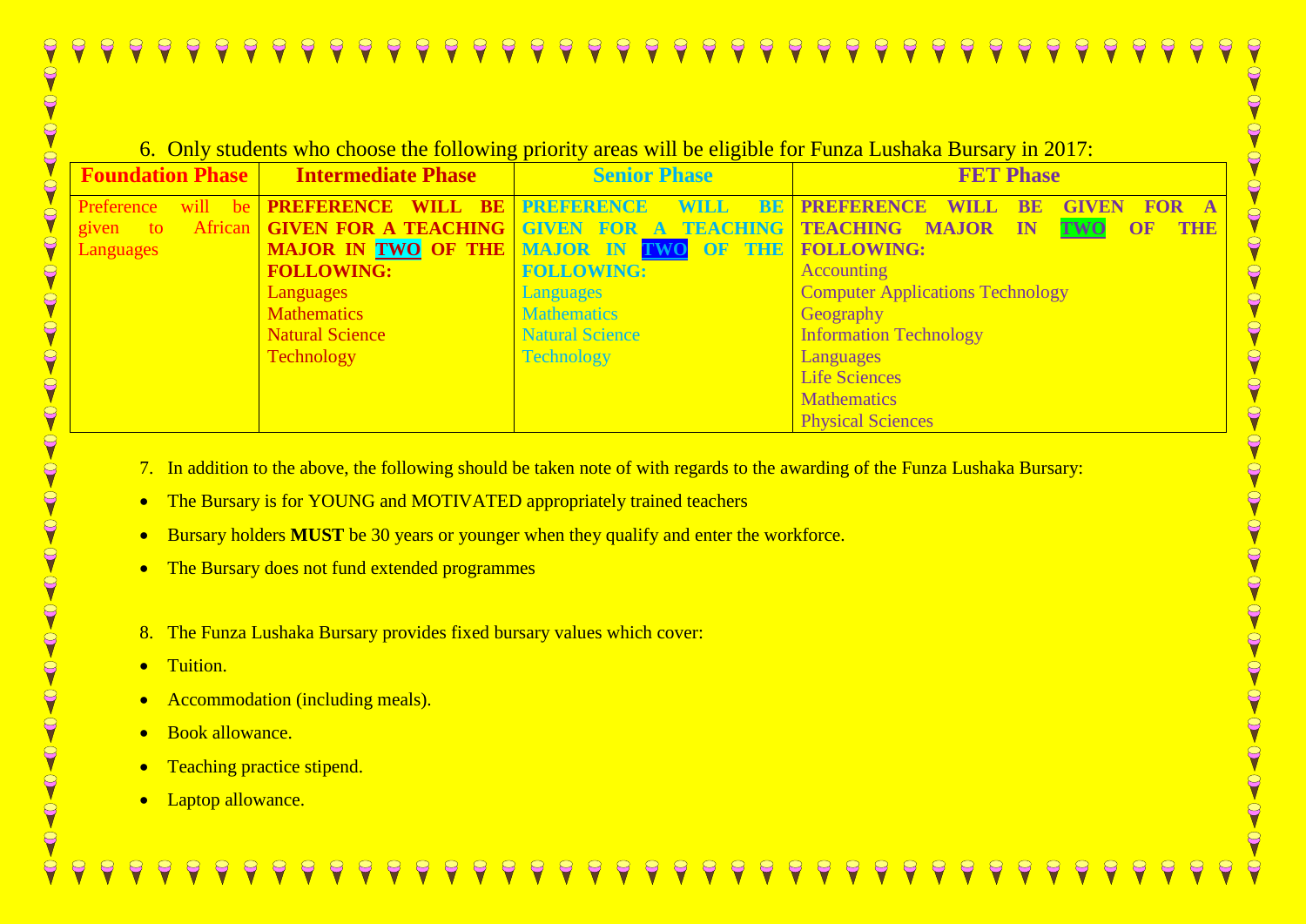6. Only students who choose the following priority areas will be eligible for Funza Lushaka Bursary in 2017:

| Foundation Phase | Intermediate Phase | Senior Phase | FET Phase |
| --- | --- | --- | --- |
| Preference will be given to African Languages | **PREFERENCE WILL BE GIVEN FOR A TEACHING MAJOR IN TWO OF THE FOLLOWING:**<br>Languages<br>Mathematics<br>Natural Science<br>Technology | **PREFERENCE WILL BE GIVEN FOR A TEACHING MAJOR IN TWO OF THE FOLLOWING:**<br>Languages<br>Mathematics<br>Natural Science<br>Technology | **PREFERENCE WILL BE GIVEN FOR A TEACHING MAJOR IN TWO OF THE FOLLOWING:**<br>Accounting<br>Computer Applications Technology<br>Geography<br>Information Technology<br>Languages<br>Life Sciences<br>Mathematics<br>Physical Sciences |

7. In addition to the above, the following should be taken note of with regards to the awarding of the Funza Lushaka Bursary:

- The Bursary is for YOUNG and MOTIVATED appropriately trained teachers
- Bursary holders **MUST** be 30 years or younger when they qualify and enter the workforce.
- The Bursary does not fund extended programmes

8. The Funza Lushaka Bursary provides fixed bursary values which cover:

- Tuition.
- Accommodation (including meals).
- Book allowance.
- Teaching practice stipend.
- Laptop allowance.